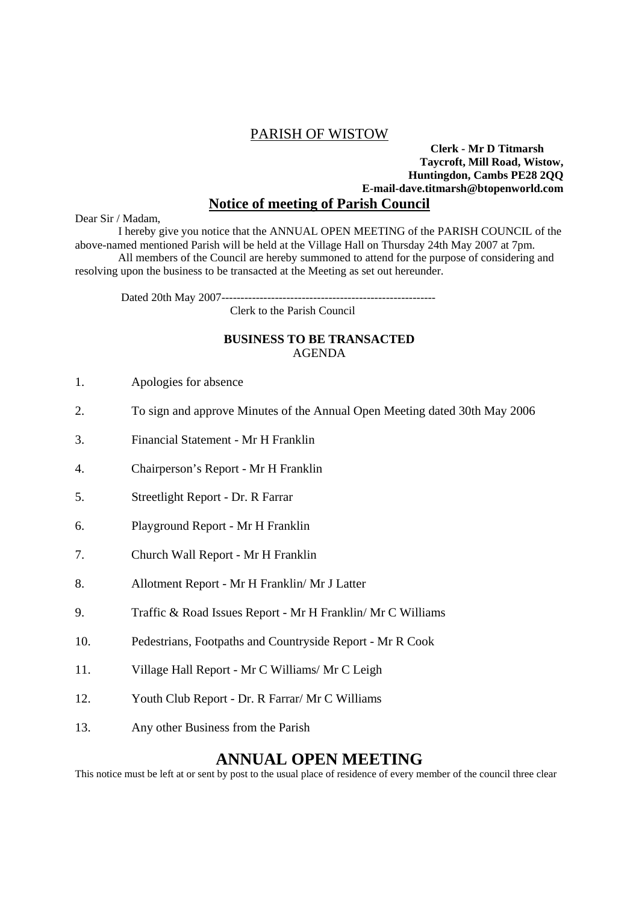PARISH OF WISTOW

**Clerk - Mr D Titmarsh**
**Taycroft, Mill Road, Wistow,**
**Huntingdon, Cambs PE28 2QQ**
**E-mail-dave.titmarsh@btopenworld.com**

## Notice of meeting of Parish Council

Dear Sir / Madam,

I hereby give you notice that the ANNUAL OPEN MEETING of the PARISH COUNCIL of the above-named mentioned Parish will be held at the Village Hall on Thursday 24th May 2007 at 7pm.

All members of the Council are hereby summoned to attend for the purpose of considering and resolving upon the business to be transacted at the Meeting as set out hereunder.

Dated 20th May 2007--------------------------------------------------------
Clerk to the Parish Council

**BUSINESS TO BE TRANSACTED**
AGENDA

1. Apologies for absence
2. To sign and approve Minutes of the Annual Open Meeting dated 30th May 2006
3. Financial Statement - Mr H Franklin
4. Chairperson's Report - Mr H Franklin
5. Streetlight Report - Dr. R Farrar
6. Playground Report - Mr H Franklin
7. Church Wall Report - Mr H Franklin
8. Allotment Report - Mr H Franklin/ Mr J Latter
9. Traffic & Road Issues Report - Mr H Franklin/ Mr C Williams
10. Pedestrians, Footpaths and Countryside Report - Mr R Cook
11. Village Hall Report - Mr C Williams/ Mr C Leigh
12. Youth Club Report - Dr. R Farrar/ Mr C Williams
13. Any other Business from the Parish

# ANNUAL OPEN MEETING

This notice must be left at or sent by post to the usual place of residence of every member of the council three clear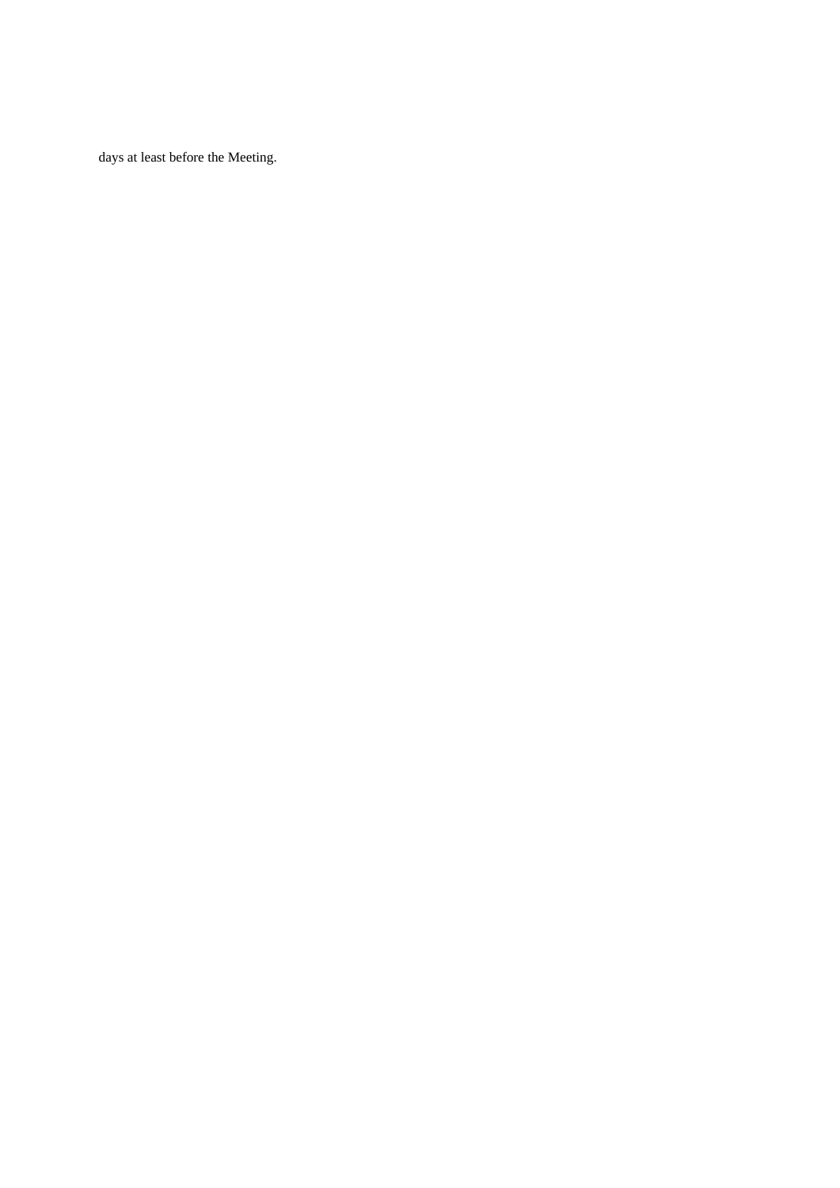days at least before the Meeting.